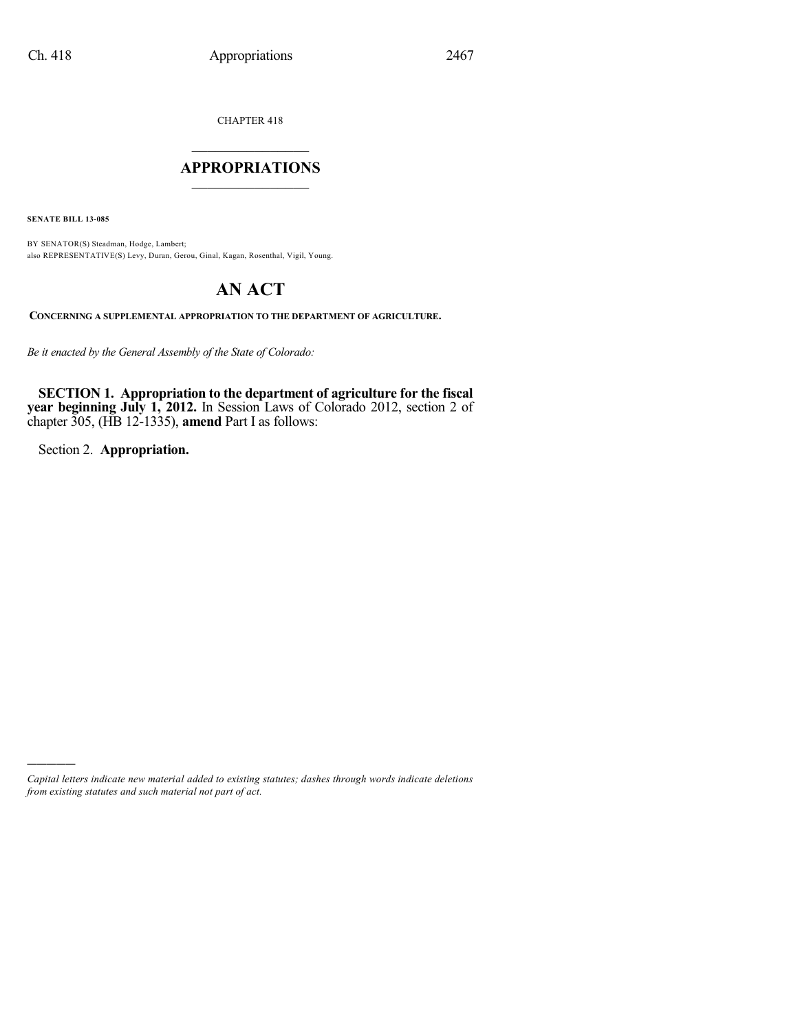CHAPTER 418

# APPROPRIATIONS

**SENATE BILL 13-085**

BY SENATOR(S) Steadman, Hodge, Lambert;
also REPRESENTATIVE(S) Levy, Duran, Gerou, Ginal, Kagan, Rosenthal, Vigil, Young.

# AN ACT

**CONCERNING A SUPPLEMENTAL APPROPRIATION TO THE DEPARTMENT OF AGRICULTURE.**

*Be it enacted by the General Assembly of the State of Colorado:*

**SECTION 1. Appropriation to the department of agriculture for the fiscal year beginning July 1, 2012.** In Session Laws of Colorado 2012, section 2 of chapter 305, (HB 12-1335), **amend** Part I as follows:

Section 2. **Appropriation.**

---

*Capital letters indicate new material added to existing statutes; dashes through words indicate deletions from existing statutes and such material not part of act.*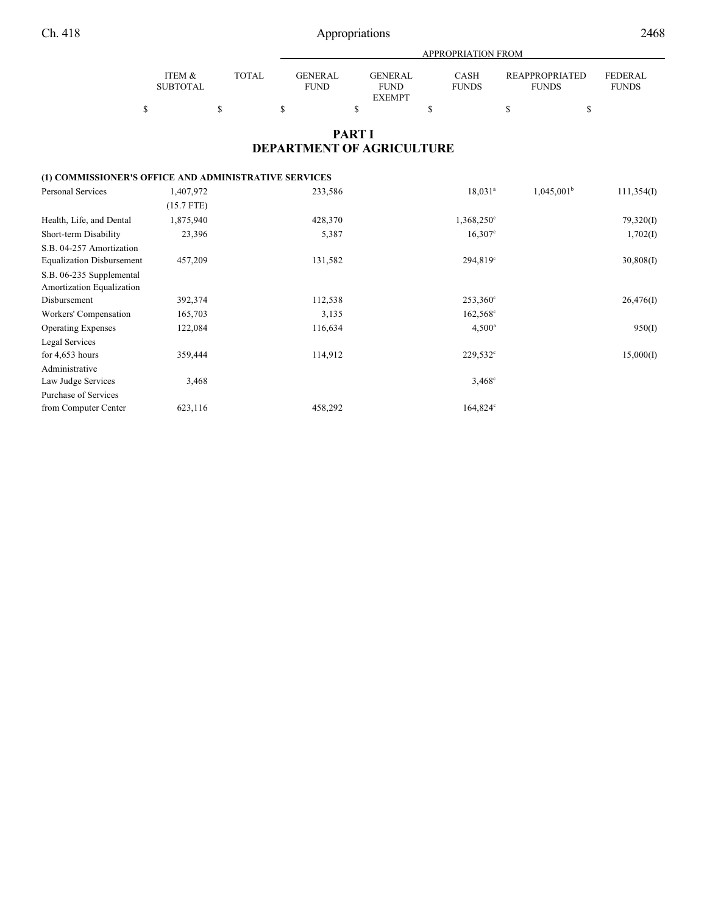# PART I
## DEPARTMENT OF AGRICULTURE

| | ITEM & SUBTOTAL | TOTAL | APPROPRIATION FROM GENERAL FUND | GENERAL FUND EXEMPT | CASH FUNDS | REAPPROPRIATED FUNDS | FEDERAL FUNDS |
|---|---|---|---|---|---|---|---|
| | $ | $ | $ | $ | $ | $ | $ |
| **(1) COMMISSIONER'S OFFICE AND ADMINISTRATIVE SERVICES** | | | | | | | |
| Personal Services | 1,407,972 | | 233,586 | | 18,031[a] | 1,045,001[b] | 111,354(I) |
| | (15.7 FTE) | | | | | | |
| Health, Life, and Dental | 1,875,940 | | 428,370 | | 1,368,250[c] | | 79,320(I) |
| Short-term Disability | 23,396 | | 5,387 | | 16,307[c] | | 1,702(I) |
| S.B. 04-257 Amortization Equalization Disbursement | 457,209 | | 131,582 | | 294,819[c] | | 30,808(I) |
| S.B. 06-235 Supplemental Amortization Equalization Disbursement | 392,374 | | 112,538 | | 253,360[c] | | 26,476(I) |
| Workers' Compensation | 165,703 | | 3,135 | | 162,568[c] | | |
| Operating Expenses | 122,084 | | 116,634 | | 4,500[a] | | 950(I) |
| Legal Services for 4,653 hours | 359,444 | | 114,912 | | 229,532[c] | | 15,000(I) |
| Administrative Law Judge Services | 3,468 | | | | 3,468[c] | | |
| Purchase of Services from Computer Center | 623,116 | | 458,292 | | 164,824[c] | | |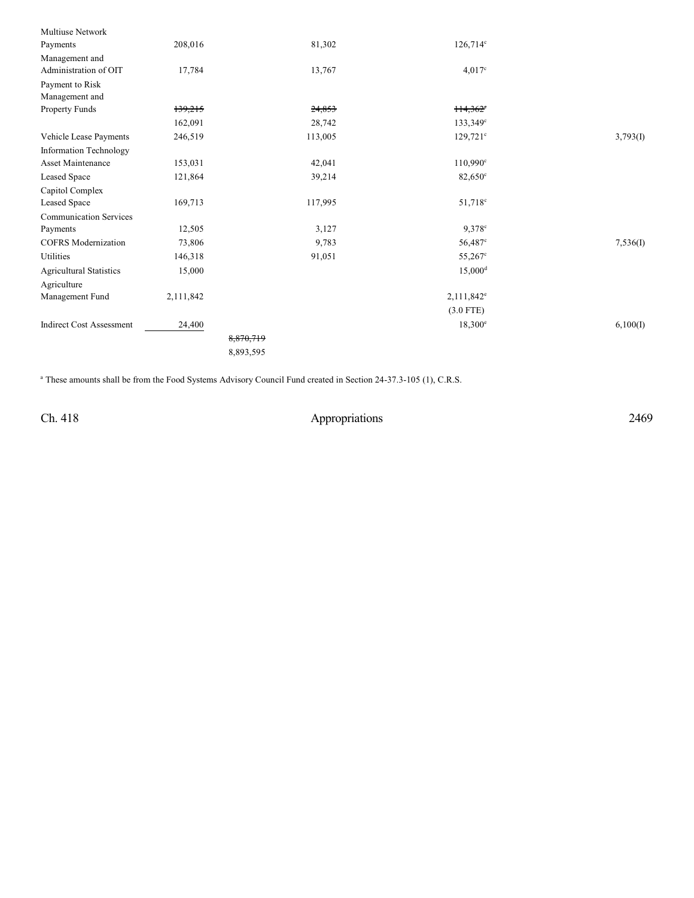| | | | | | |
|---|---|---|---|---|---|
| Multiuse Network Payments | 208,016 | | 81,302 | 126,714[c] | |
| Management and Administration of OIT | 17,784 | | 13,767 | 4,017[c] | |
| Payment to Risk Management and Property Funds | ~~139,215~~ | | ~~24,853~~ | ~~114,362~~[c] | |
| | 162,091 | | 28,742 | 133,349[c] | |
| Vehicle Lease Payments | 246,519 | | 113,005 | 129,721[c] | 3,793(I) |
| Information Technology Asset Maintenance | 153,031 | | 42,041 | 110,990[c] | |
| Leased Space | 121,864 | | 39,214 | 82,650[c] | |
| Capitol Complex Leased Space | 169,713 | | 117,995 | 51,718[c] | |
| Communication Services Payments | 12,505 | | 3,127 | 9,378[c] | |
| COFRS Modernization | 73,806 | | 9,783 | 56,487[c] | 7,536(I) |
| Utilities | 146,318 | | 91,051 | 55,267[c] | |
| Agricultural Statistics | 15,000 | | | 15,000[d] | |
| Agriculture Management Fund | 2,111,842 | | | 2,111,842[e] | |
| | | | | (3.0 FTE) | |
| Indirect Cost Assessment | 24,400 | | | 18,300[e] | 6,100(I) |
| | | ~~8,870,719~~ | | | |
| | | 8,893,595 | | | |

[a] These amounts shall be from the Food Systems Advisory Council Fund created in Section 24-37.3-105 (1), C.R.S.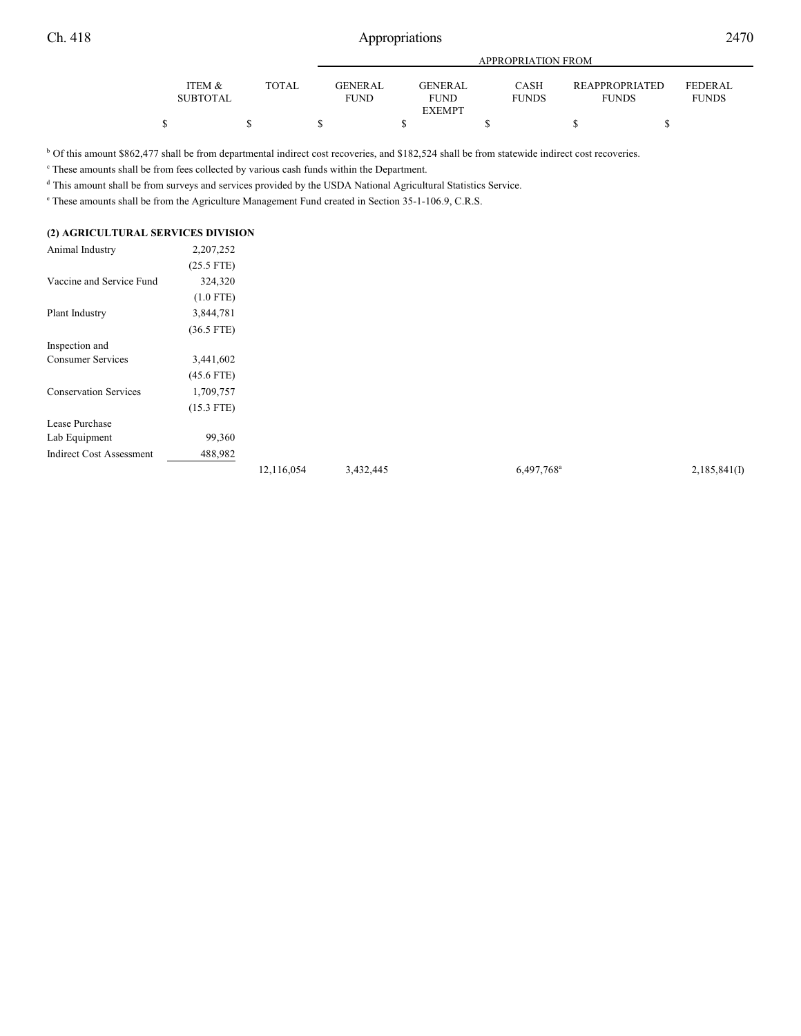| | ITEM & SUBTOTAL | TOTAL | APPROPRIATION FROM GENERAL FUND | GENERAL FUND EXEMPT | CASH FUNDS | REAPPROPRIATED FUNDS | FEDERAL FUNDS |
|---|---|---|---|---|---|---|---|
| | $ | $ | $ | $ | $ | $ | $ |

[b] Of this amount $862,477 shall be from departmental indirect cost recoveries, and $182,524 shall be from statewide indirect cost recoveries.

[c] These amounts shall be from fees collected by various cash funds within the Department.

[d] This amount shall be from surveys and services provided by the USDA National Agricultural Statistics Service.

[e] These amounts shall be from the Agriculture Management Fund created in Section 35-1-106.9, C.R.S.

**(2) AGRICULTURAL SERVICES DIVISION**

| | ITEM & SUBTOTAL | TOTAL | GENERAL FUND | GENERAL FUND EXEMPT | CASH FUNDS | REAPPROPRIATED FUNDS | FEDERAL FUNDS |
|---|---|---|---|---|---|---|---|
| Animal Industry | 2,207,252 | | | | | | |
| | (25.5 FTE) | | | | | | |
| Vaccine and Service Fund | 324,320 | | | | | | |
| | (1.0 FTE) | | | | | | |
| Plant Industry | 3,844,781 | | | | | | |
| | (36.5 FTE) | | | | | | |
| Inspection and Consumer Services | 3,441,602 | | | | | | |
| | (45.6 FTE) | | | | | | |
| Conservation Services | 1,709,757 | | | | | | |
| | (15.3 FTE) | | | | | | |
| Lease Purchase Lab Equipment | 99,360 | | | | | | |
| Indirect Cost Assessment | 488,982 | | | | | | |
| | | 12,116,054 | 3,432,445 | | 6,497,768[a] | | 2,185,841(I) |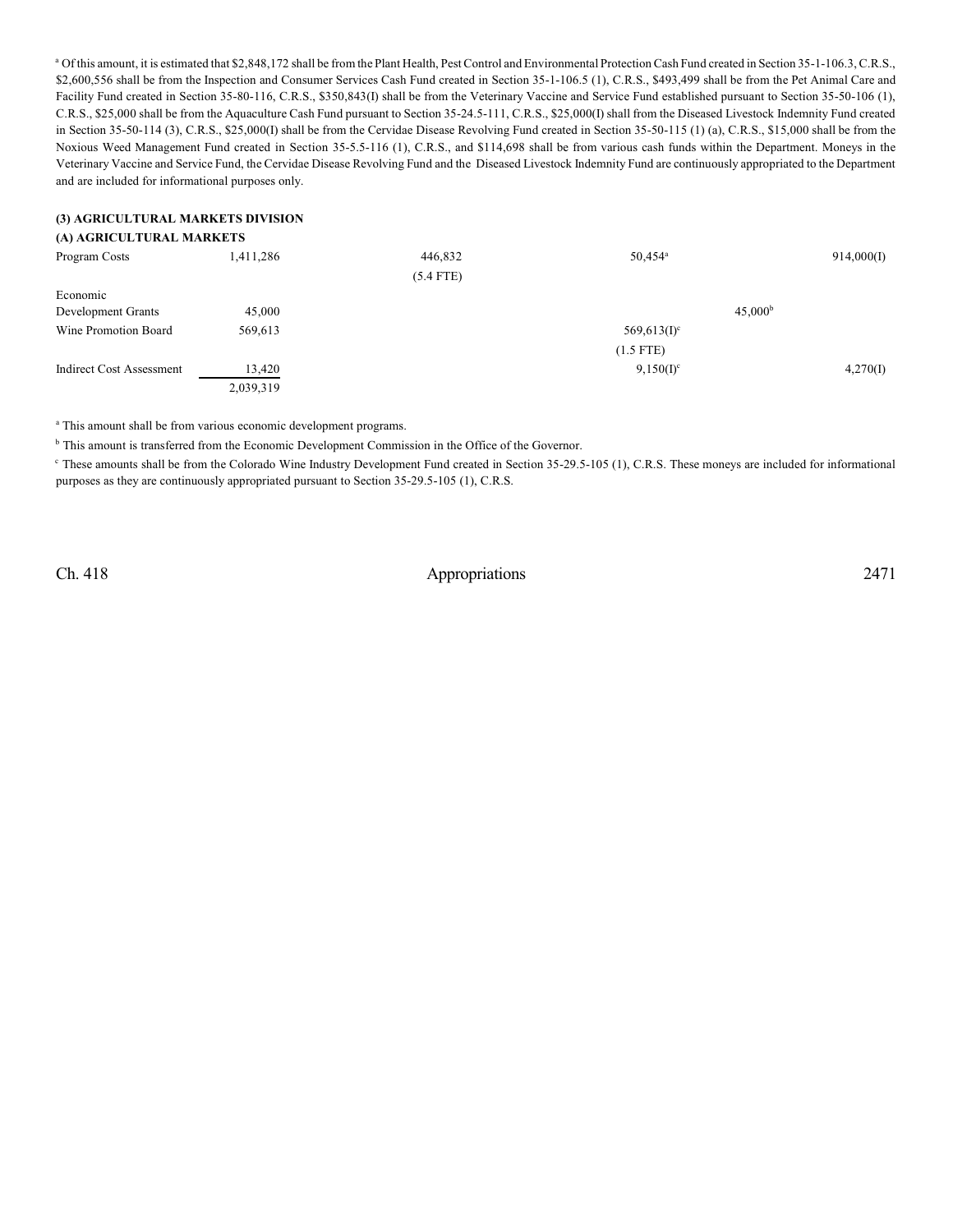[a] Of this amount, it is estimated that $2,848,172 shall be from the Plant Health, Pest Control and Environmental Protection Cash Fund created in Section 35-1-106.3, C.R.S., $2,600,556 shall be from the Inspection and Consumer Services Cash Fund created in Section 35-1-106.5 (1), C.R.S., $493,499 shall be from the Pet Animal Care and Facility Fund created in Section 35-80-116, C.R.S., $350,843(I) shall be from the Veterinary Vaccine and Service Fund established pursuant to Section 35-50-106 (1), C.R.S., $25,000 shall be from the Aquaculture Cash Fund pursuant to Section 35-24.5-111, C.R.S., $25,000(I) shall from the Diseased Livestock Indemnity Fund created in Section 35-50-114 (3), C.R.S., $25,000(I) shall be from the Cervidae Disease Revolving Fund created in Section 35-50-115 (1) (a), C.R.S., $15,000 shall be from the Noxious Weed Management Fund created in Section 35-5.5-116 (1), C.R.S., and $114,698 shall be from various cash funds within the Department. Moneys in the Veterinary Vaccine and Service Fund, the Cervidae Disease Revolving Fund and the Diseased Livestock Indemnity Fund are continuously appropriated to the Department and are included for informational purposes only.

**(3) AGRICULTURAL MARKETS DIVISION**

**(A) AGRICULTURAL MARKETS**

| | Total | General Fund | Cash Funds | Cash Funds Exempt | Federal Funds |
|---|---|---|---|---|---|
| Program Costs | 1,411,286 | 446,832 | 50,454[a] | | 914,000(I) |
| | | (5.4 FTE) | | | |
| Economic Development Grants | 45,000 | | | 45,000[b] | |
| Wine Promotion Board | 569,613 | | 569,613(I)[c] | | |
| | | | (1.5 FTE) | | |
| Indirect Cost Assessment | 13,420 | | 9,150(I)[c] | | 4,270(I) |
| | 2,039,319 | | | | |

[a] This amount shall be from various economic development programs.

[b] This amount is transferred from the Economic Development Commission in the Office of the Governor.

[c] These amounts shall be from the Colorado Wine Industry Development Fund created in Section 35-29.5-105 (1), C.R.S. These moneys are included for informational purposes as they are continuously appropriated pursuant to Section 35-29.5-105 (1), C.R.S.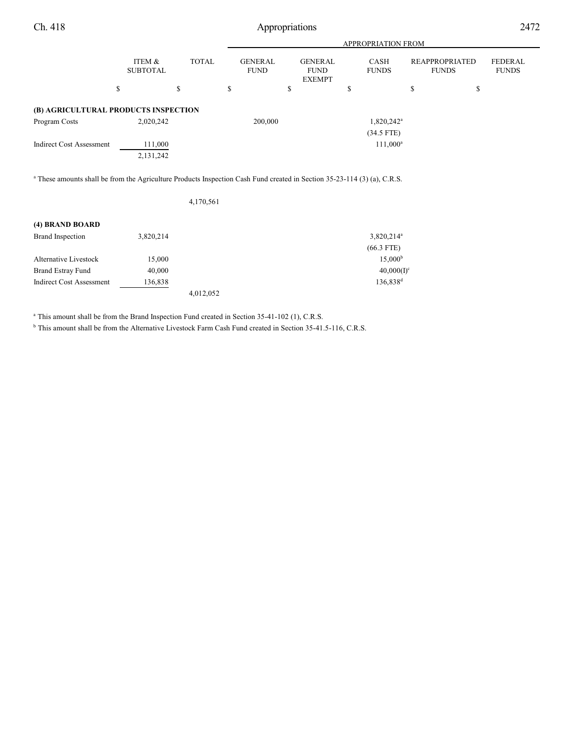| | ITEM & SUBTOTAL | TOTAL | GENERAL FUND | GENERAL FUND EXEMPT | CASH FUNDS | REAPPROPRIATED FUNDS | FEDERAL FUNDS |
|---|---|---|---|---|---|---|---|
| | | | APPROPRIATION FROM | | | | |
| | $ | $ | $ | $ | $ | $ | $ |
| **(B) AGRICULTURAL PRODUCTS INSPECTION** | | | | | | | |
| Program Costs | 2,020,242 | | 200,000 | | 1,820,242[a] | | |
| | | | | | (34.5 FTE) | | |
| Indirect Cost Assessment | 111,000 | | | | 111,000[a] | | |
| | 2,131,242 | | | | | | |

[a] These amounts shall be from the Agriculture Products Inspection Cash Fund created in Section 35-23-114 (3) (a), C.R.S.

| | ITEM & SUBTOTAL | TOTAL | GENERAL FUND | GENERAL FUND EXEMPT | CASH FUNDS | REAPPROPRIATED FUNDS | FEDERAL FUNDS |
|---|---|---|---|---|---|---|---|
| | | 4,170,561 | | | | | |
| **(4) BRAND BOARD** | | | | | | | |
| Brand Inspection | 3,820,214 | | | | 3,820,214[a] | | |
| | | | | | (66.3 FTE) | | |
| Alternative Livestock | 15,000 | | | | 15,000[b] | | |
| Brand Estray Fund | 40,000 | | | | 40,000(I)[c] | | |
| Indirect Cost Assessment | 136,838 | | | | 136,838[d] | | |
| | | 4,012,052 | | | | | |

[a] This amount shall be from the Brand Inspection Fund created in Section 35-41-102 (1), C.R.S.

[b] This amount shall be from the Alternative Livestock Farm Cash Fund created in Section 35-41.5-116, C.R.S.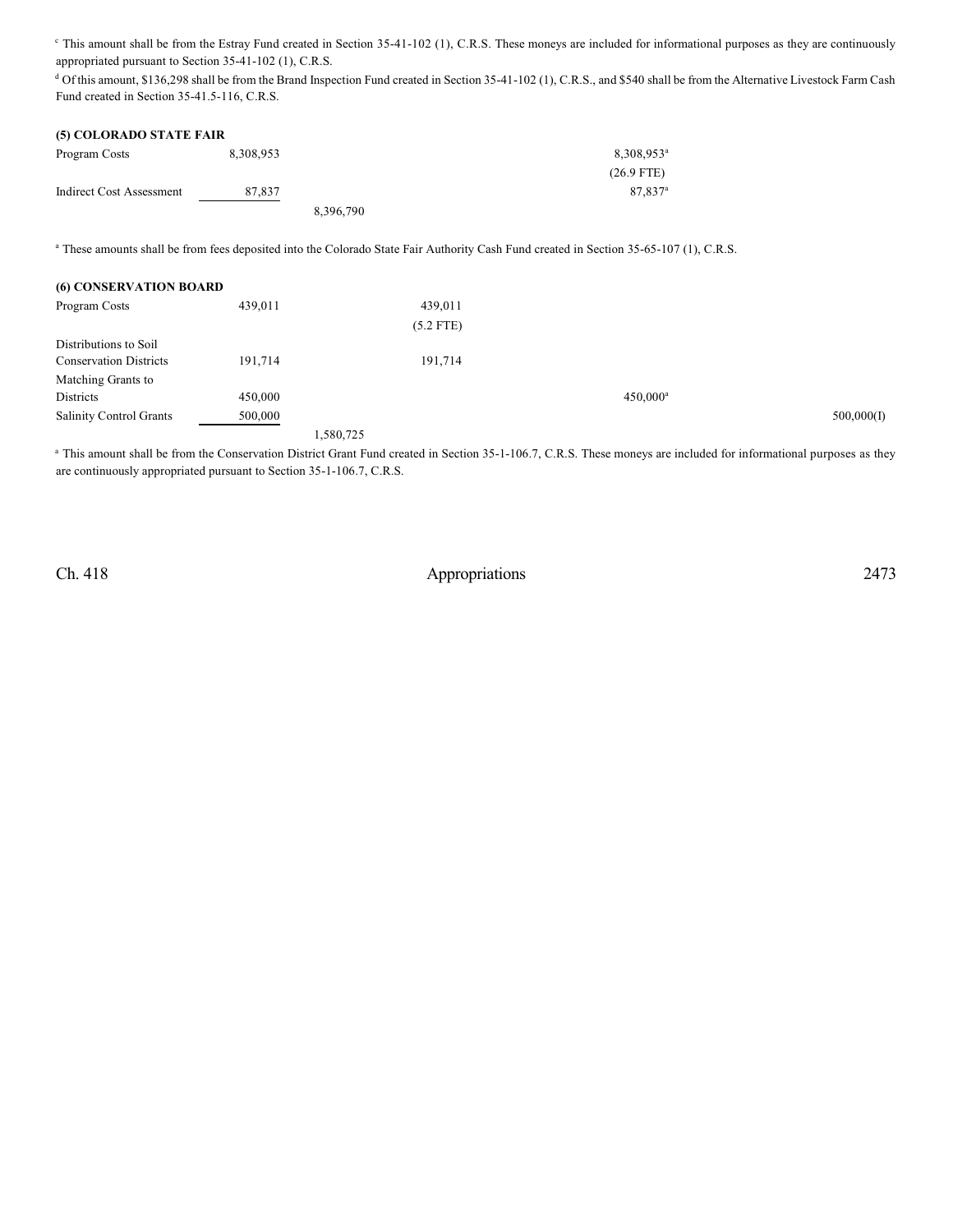[c] This amount shall be from the Estray Fund created in Section 35-41-102 (1), C.R.S. These moneys are included for informational purposes as they are continuously appropriated pursuant to Section 35-41-102 (1), C.R.S.

[d] Of this amount, $136,298 shall be from the Brand Inspection Fund created in Section 35-41-102 (1), C.R.S., and $540 shall be from the Alternative Livestock Farm Cash Fund created in Section 35-41.5-116, C.R.S.

**(5) COLORADO STATE FAIR**

| | | | | | | | |
|---|---|---|---|---|---|---|---|
| Program Costs | 8,308,953 | | | | 8,308,953[a] | | |
| | | | | | (26.9 FTE) | | |
| Indirect Cost Assessment | 87,837 | | | | 87,837[a] | | |
| | | 8,396,790 | | | | | |

[a] These amounts shall be from fees deposited into the Colorado State Fair Authority Cash Fund created in Section 35-65-107 (1), C.R.S.

**(6) CONSERVATION BOARD**

| | | | | | | | |
|---|---|---|---|---|---|---|---|
| Program Costs | 439,011 | | 439,011 | | | | |
| | | | (5.2 FTE) | | | | |
| Distributions to Soil Conservation Districts | 191,714 | | 191,714 | | | | |
| Matching Grants to Districts | 450,000 | | | | 450,000[a] | | |
| Salinity Control Grants | 500,000 | | | | | | 500,000(I) |
| | | 1,580,725 | | | | | |

[a] This amount shall be from the Conservation District Grant Fund created in Section 35-1-106.7, C.R.S. These moneys are included for informational purposes as they are continuously appropriated pursuant to Section 35-1-106.7, C.R.S.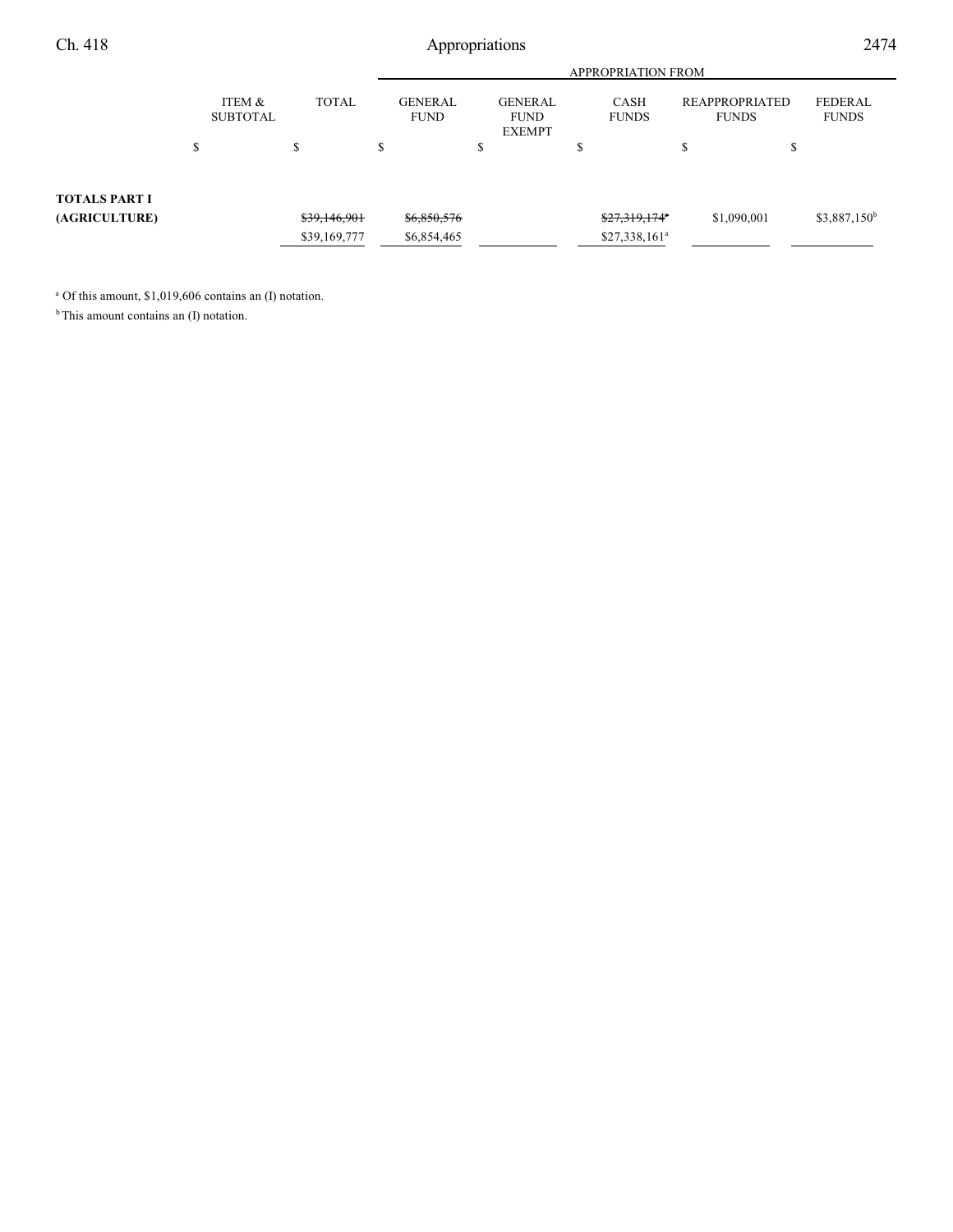| | ITEM & SUBTOTAL | TOTAL | APPROPRIATION FROM GENERAL FUND | GENERAL FUND EXEMPT | CASH FUNDS | REAPPROPRIATED FUNDS | FEDERAL FUNDS |
|---|---|---|---|---|---|---|---|
| | $ | $ | $ | $ | $ | $ | $ |
| **TOTALS PART I (AGRICULTURE)** | | ~~$39,146,901~~ $39,169,777 | ~~$6,850,576~~ $6,854,465 | | ~~$27,319,174~~[a] $27,338,161[a] | $1,090,001 | $3,887,150[b] |

[a] Of this amount, $1,019,606 contains an (I) notation.

[b] This amount contains an (I) notation.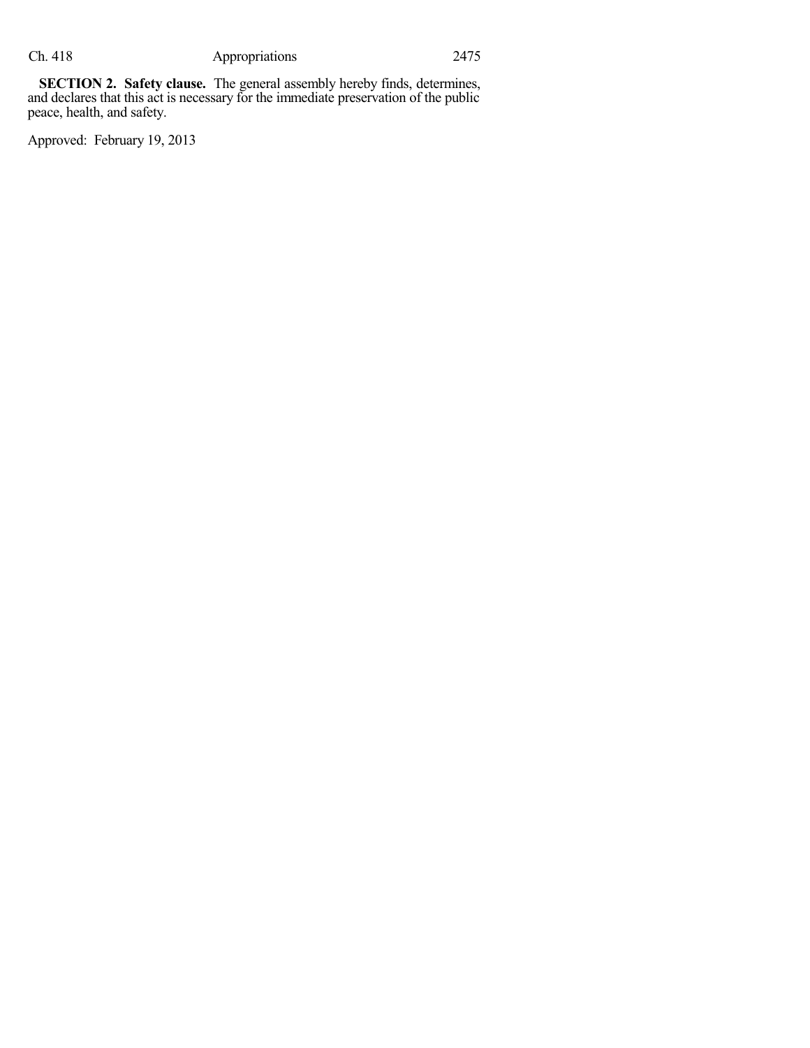**SECTION 2. Safety clause.** The general assembly hereby finds, determines, and declares that this act is necessary for the immediate preservation of the public peace, health, and safety.

Approved: February 19, 2013